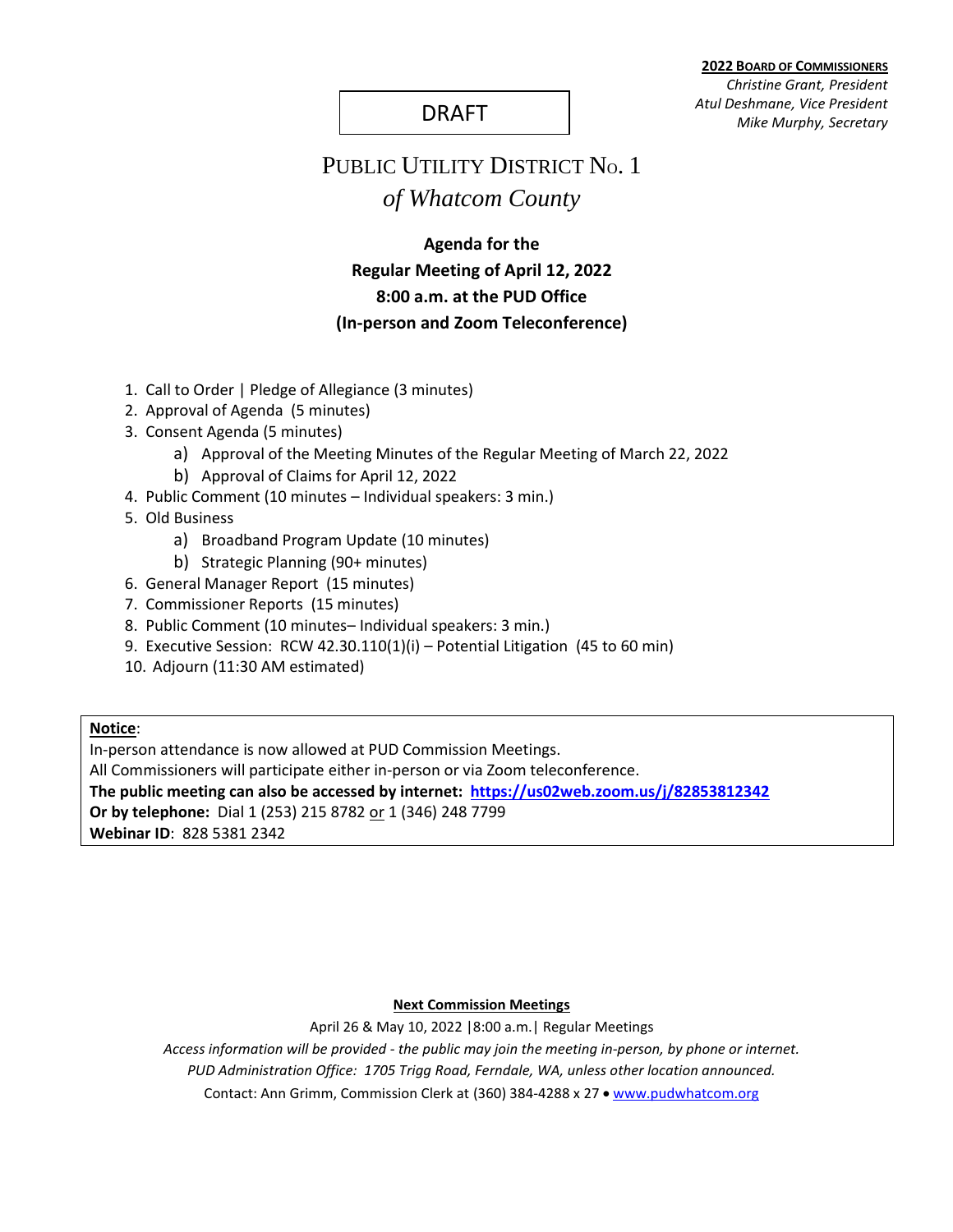DRAFT

**2022 Board of Commissioners**
*Christine Grant, President*
*Atul Deshmane, Vice President*
*Mike Murphy, Secretary*

# Public Utility District No. 1
# *of Whatcom County*

## Agenda for the Regular Meeting of April 12, 2022
## 8:00 a.m. at the PUD Office
## (In-person and Zoom Teleconference)

1. Call to Order | Pledge of Allegiance (3 minutes)
2. Approval of Agenda (5 minutes)
3. Consent Agenda (5 minutes)
   a) Approval of the Meeting Minutes of the Regular Meeting of March 22, 2022
   b) Approval of Claims for April 12, 2022
4. Public Comment (10 minutes – Individual speakers: 3 min.)
5. Old Business
   a) Broadband Program Update (10 minutes)
   b) Strategic Planning (90+ minutes)
6. General Manager Report (15 minutes)
7. Commissioner Reports (15 minutes)
8. Public Comment (10 minutes– Individual speakers: 3 min.)
9. Executive Session: RCW 42.30.110(1)(i) – Potential Litigation (45 to 60 min)
10. Adjourn (11:30 AM estimated)

**Notice**:
In-person attendance is now allowed at PUD Commission Meetings.
All Commissioners will participate either in-person or via Zoom teleconference.
**The public meeting can also be accessed by internet: https://us02web.zoom.us/j/82853812342**
**Or by telephone:** Dial 1 (253) 215 8782 or 1 (346) 248 7799
**Webinar ID**: 828 5381 2342

**Next Commission Meetings**

April 26 & May 10, 2022 |8:00 a.m.| Regular Meetings

*Access information will be provided - the public may join the meeting in-person, by phone or internet.*
*PUD Administration Office: 1705 Trigg Road, Ferndale, WA, unless other location announced.*

Contact: Ann Grimm, Commission Clerk at (360) 384-4288 x 27 • www.pudwhatcom.org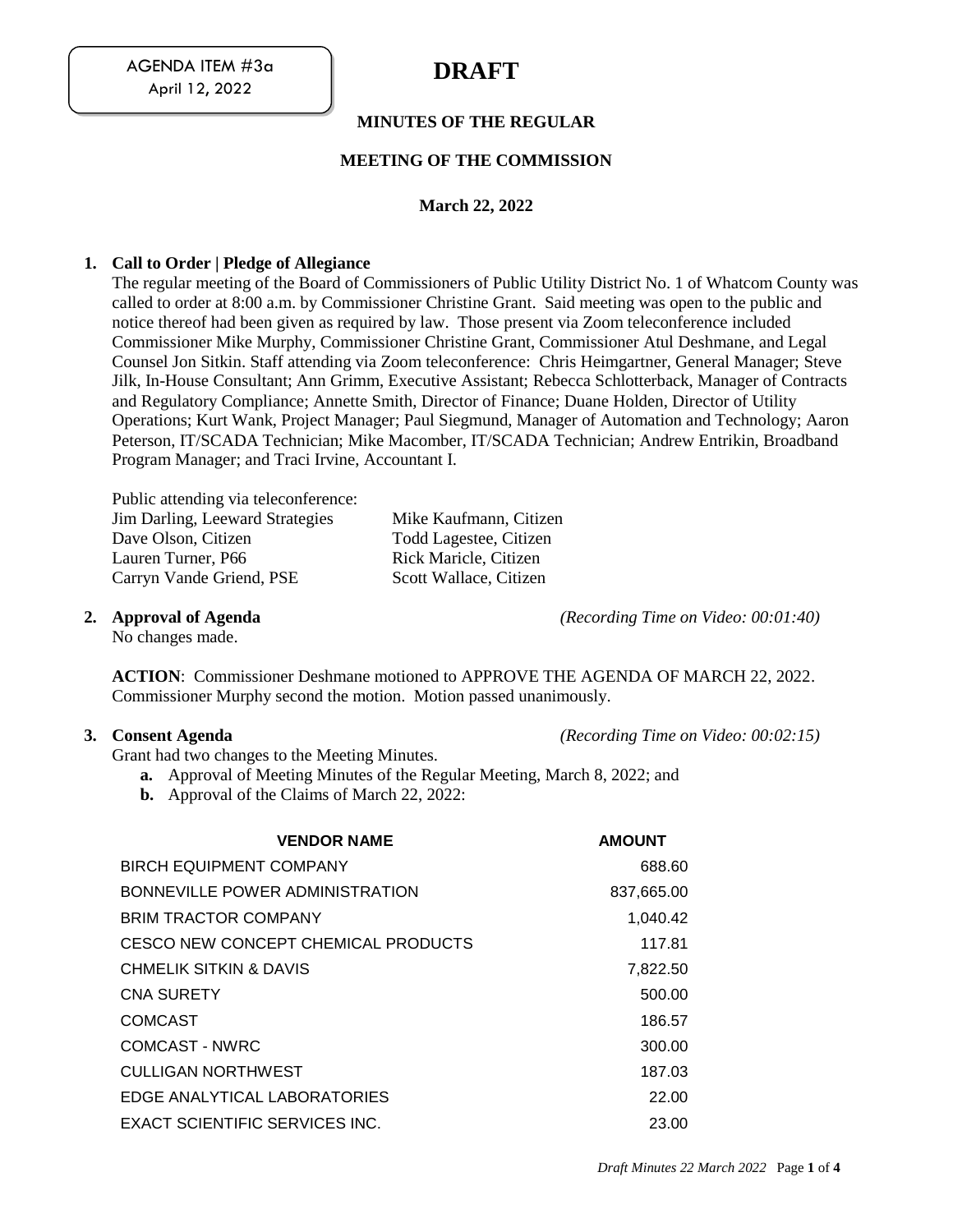AGENDA ITEM #3a
April 12, 2022

# DRAFT

## MINUTES OF THE REGULAR

## MEETING OF THE COMMISSION

### March 22, 2022

**1. Call to Order | Pledge of Allegiance**

The regular meeting of the Board of Commissioners of Public Utility District No. 1 of Whatcom County was called to order at 8:00 a.m. by Commissioner Christine Grant. Said meeting was open to the public and notice thereof had been given as required by law. Those present via Zoom teleconference included Commissioner Mike Murphy, Commissioner Christine Grant, Commissioner Atul Deshmane, and Legal Counsel Jon Sitkin. Staff attending via Zoom teleconference: Chris Heimgartner, General Manager; Steve Jilk, In-House Consultant; Ann Grimm, Executive Assistant; Rebecca Schlotterback, Manager of Contracts and Regulatory Compliance; Annette Smith, Director of Finance; Duane Holden, Director of Utility Operations; Kurt Wank, Project Manager; Paul Siegmund, Manager of Automation and Technology; Aaron Peterson, IT/SCADA Technician; Mike Macomber, IT/SCADA Technician; Andrew Entrikin, Broadband Program Manager; and Traci Irvine, Accountant I.

Public attending via teleconference:

| | |
|---|---|
| Jim Darling, Leeward Strategies | Mike Kaufmann, Citizen |
| Dave Olson, Citizen | Todd Lagestee, Citizen |
| Lauren Turner, P66 | Rick Maricle, Citizen |
| Carryn Vande Griend, PSE | Scott Wallace, Citizen |

**2. Approval of Agenda** *(Recording Time on Video: 00:01:40)*

No changes made.

**ACTION**: Commissioner Deshmane motioned to APPROVE THE AGENDA OF MARCH 22, 2022. Commissioner Murphy second the motion. Motion passed unanimously.

**3. Consent Agenda** *(Recording Time on Video: 00:02:15)*

Grant had two changes to the Meeting Minutes.

- **a.** Approval of Meeting Minutes of the Regular Meeting, March 8, 2022; and
- **b.** Approval of the Claims of March 22, 2022:

| VENDOR NAME | AMOUNT |
|---|---|
| BIRCH EQUIPMENT COMPANY | 688.60 |
| BONNEVILLE POWER ADMINISTRATION | 837,665.00 |
| BRIM TRACTOR COMPANY | 1,040.42 |
| CESCO NEW CONCEPT CHEMICAL PRODUCTS | 117.81 |
| CHMELIK SITKIN & DAVIS | 7,822.50 |
| CNA SURETY | 500.00 |
| COMCAST | 186.57 |
| COMCAST - NWRC | 300.00 |
| CULLIGAN NORTHWEST | 187.03 |
| EDGE ANALYTICAL LABORATORIES | 22.00 |
| EXACT SCIENTIFIC SERVICES INC. | 23.00 |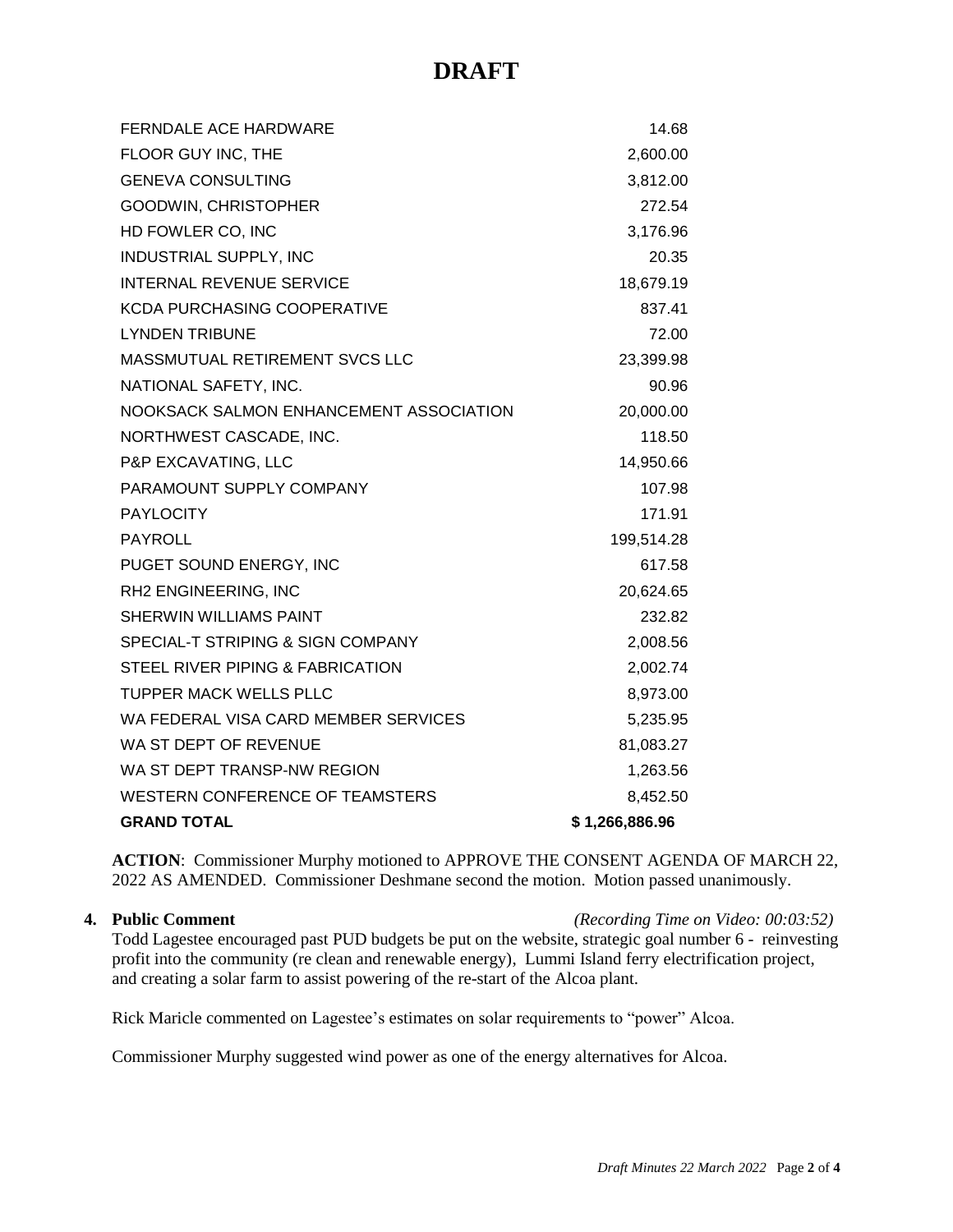# DRAFT

| | |
|---|---|
| FERNDALE ACE HARDWARE | 14.68 |
| FLOOR GUY INC, THE | 2,600.00 |
| GENEVA CONSULTING | 3,812.00 |
| GOODWIN, CHRISTOPHER | 272.54 |
| HD FOWLER CO, INC | 3,176.96 |
| INDUSTRIAL SUPPLY, INC | 20.35 |
| INTERNAL REVENUE SERVICE | 18,679.19 |
| KCDA PURCHASING COOPERATIVE | 837.41 |
| LYNDEN TRIBUNE | 72.00 |
| MASSMUTUAL RETIREMENT SVCS LLC | 23,399.98 |
| NATIONAL SAFETY, INC. | 90.96 |
| NOOKSACK SALMON ENHANCEMENT ASSOCIATION | 20,000.00 |
| NORTHWEST CASCADE, INC. | 118.50 |
| P&P EXCAVATING, LLC | 14,950.66 |
| PARAMOUNT SUPPLY COMPANY | 107.98 |
| PAYLOCITY | 171.91 |
| PAYROLL | 199,514.28 |
| PUGET SOUND ENERGY, INC | 617.58 |
| RH2 ENGINEERING, INC | 20,624.65 |
| SHERWIN WILLIAMS PAINT | 232.82 |
| SPECIAL-T STRIPING & SIGN COMPANY | 2,008.56 |
| STEEL RIVER PIPING & FABRICATION | 2,002.74 |
| TUPPER MACK WELLS PLLC | 8,973.00 |
| WA FEDERAL VISA CARD MEMBER SERVICES | 5,235.95 |
| WA ST DEPT OF REVENUE | 81,083.27 |
| WA ST DEPT TRANSP-NW REGION | 1,263.56 |
| WESTERN CONFERENCE OF TEAMSTERS | 8,452.50 |
| **GRAND TOTAL** | **$ 1,266,886.96** |

**ACTION**: Commissioner Murphy motioned to APPROVE THE CONSENT AGENDA OF MARCH 22, 2022 AS AMENDED. Commissioner Deshmane second the motion. Motion passed unanimously.

**4. Public Comment** *(Recording Time on Video: 00:03:52)*

Todd Lagestee encouraged past PUD budgets be put on the website, strategic goal number 6 - reinvesting profit into the community (re clean and renewable energy), Lummi Island ferry electrification project, and creating a solar farm to assist powering of the re-start of the Alcoa plant.

Rick Maricle commented on Lagestee's estimates on solar requirements to "power" Alcoa.

Commissioner Murphy suggested wind power as one of the energy alternatives for Alcoa.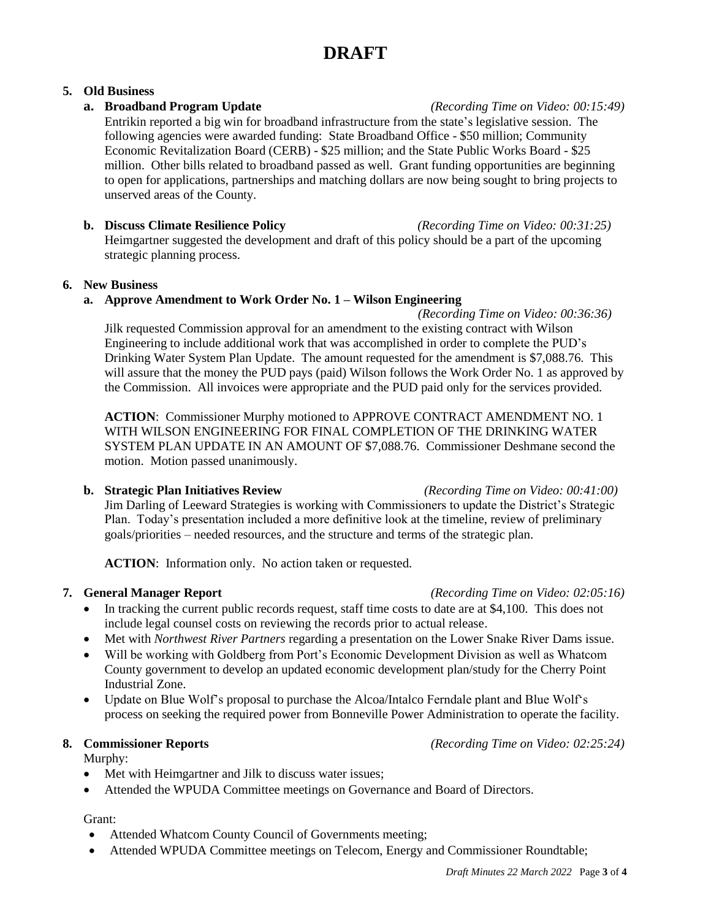# DRAFT

**5. Old Business**

**a. Broadband Program Update** *(Recording Time on Video: 00:15:49)*

Entrikin reported a big win for broadband infrastructure from the state's legislative session. The following agencies were awarded funding: State Broadband Office - $50 million; Community Economic Revitalization Board (CERB) - $25 million; and the State Public Works Board - $25 million. Other bills related to broadband passed as well. Grant funding opportunities are beginning to open for applications, partnerships and matching dollars are now being sought to bring projects to unserved areas of the County.

**b. Discuss Climate Resilience Policy** *(Recording Time on Video: 00:31:25)*

Heimgartner suggested the development and draft of this policy should be a part of the upcoming strategic planning process.

**6. New Business**

**a. Approve Amendment to Work Order No. 1 – Wilson Engineering** *(Recording Time on Video: 00:36:36)*

Jilk requested Commission approval for an amendment to the existing contract with Wilson Engineering to include additional work that was accomplished in order to complete the PUD's Drinking Water System Plan Update. The amount requested for the amendment is $7,088.76. This will assure that the money the PUD pays (paid) Wilson follows the Work Order No. 1 as approved by the Commission. All invoices were appropriate and the PUD paid only for the services provided.

**ACTION**: Commissioner Murphy motioned to APPROVE CONTRACT AMENDMENT NO. 1 WITH WILSON ENGINEERING FOR FINAL COMPLETION OF THE DRINKING WATER SYSTEM PLAN UPDATE IN AN AMOUNT OF $7,088.76. Commissioner Deshmane second the motion. Motion passed unanimously.

**b. Strategic Plan Initiatives Review** *(Recording Time on Video: 00:41:00)*

Jim Darling of Leeward Strategies is working with Commissioners to update the District's Strategic Plan. Today's presentation included a more definitive look at the timeline, review of preliminary goals/priorities – needed resources, and the structure and terms of the strategic plan.

**ACTION**: Information only. No action taken or requested.

**7. General Manager Report** *(Recording Time on Video: 02:05:16)*

- In tracking the current public records request, staff time costs to date are at $4,100. This does not include legal counsel costs on reviewing the records prior to actual release.
- Met with *Northwest River Partners* regarding a presentation on the Lower Snake River Dams issue.
- Will be working with Goldberg from Port's Economic Development Division as well as Whatcom County government to develop an updated economic development plan/study for the Cherry Point Industrial Zone.
- Update on Blue Wolf's proposal to purchase the Alcoa/Intalco Ferndale plant and Blue Wolf's process on seeking the required power from Bonneville Power Administration to operate the facility.

**8. Commissioner Reports** *(Recording Time on Video: 02:25:24)*

Murphy:

- Met with Heimgartner and Jilk to discuss water issues;
- Attended the WPUDA Committee meetings on Governance and Board of Directors.

Grant:

- Attended Whatcom County Council of Governments meeting;
- Attended WPUDA Committee meetings on Telecom, Energy and Commissioner Roundtable;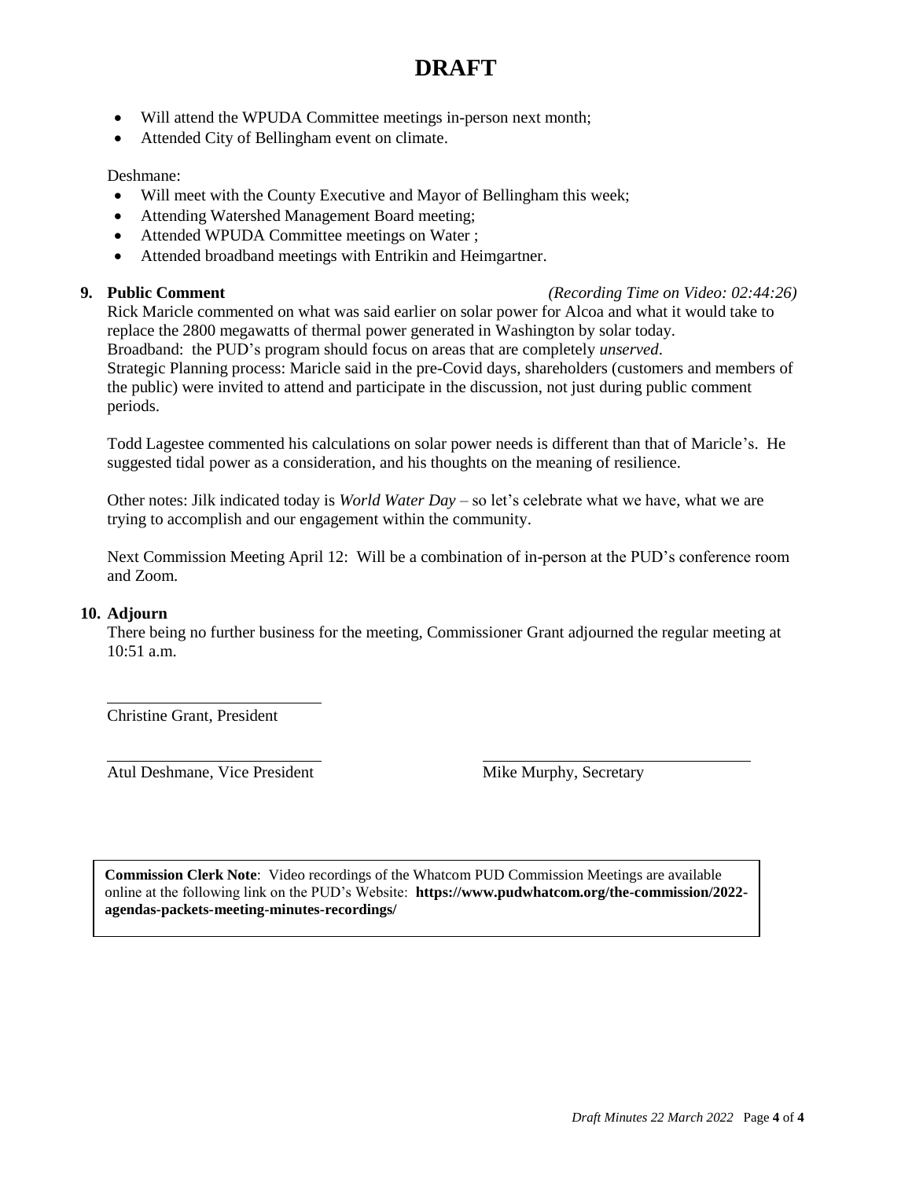# DRAFT

- Will attend the WPUDA Committee meetings in-person next month;
- Attended City of Bellingham event on climate.

Deshmane:

- Will meet with the County Executive and Mayor of Bellingham this week;
- Attending Watershed Management Board meeting;
- Attended WPUDA Committee meetings on Water ;
- Attended broadband meetings with Entrikin and Heimgartner.

**9. Public Comment** *(Recording Time on Video: 02:44:26)*

Rick Maricle commented on what was said earlier on solar power for Alcoa and what it would take to replace the 2800 megawatts of thermal power generated in Washington by solar today.
Broadband: the PUD's program should focus on areas that are completely *unserved*.
Strategic Planning process: Maricle said in the pre-Covid days, shareholders (customers and members of the public) were invited to attend and participate in the discussion, not just during public comment periods.

Todd Lagestee commented his calculations on solar power needs is different than that of Maricle's. He suggested tidal power as a consideration, and his thoughts on the meaning of resilience.

Other notes: Jilk indicated today is *World Water Day* – so let's celebrate what we have, what we are trying to accomplish and our engagement within the community.

Next Commission Meeting April 12: Will be a combination of in-person at the PUD's conference room and Zoom.

**10. Adjourn**

There being no further business for the meeting, Commissioner Grant adjourned the regular meeting at 10:51 a.m.

Christine Grant, President

Atul Deshmane, Vice President

Mike Murphy, Secretary

**Commission Clerk Note**: Video recordings of the Whatcom PUD Commission Meetings are available online at the following link on the PUD's Website: **https://www.pudwhatcom.org/the-commission/2022-agendas-packets-meeting-minutes-recordings/**